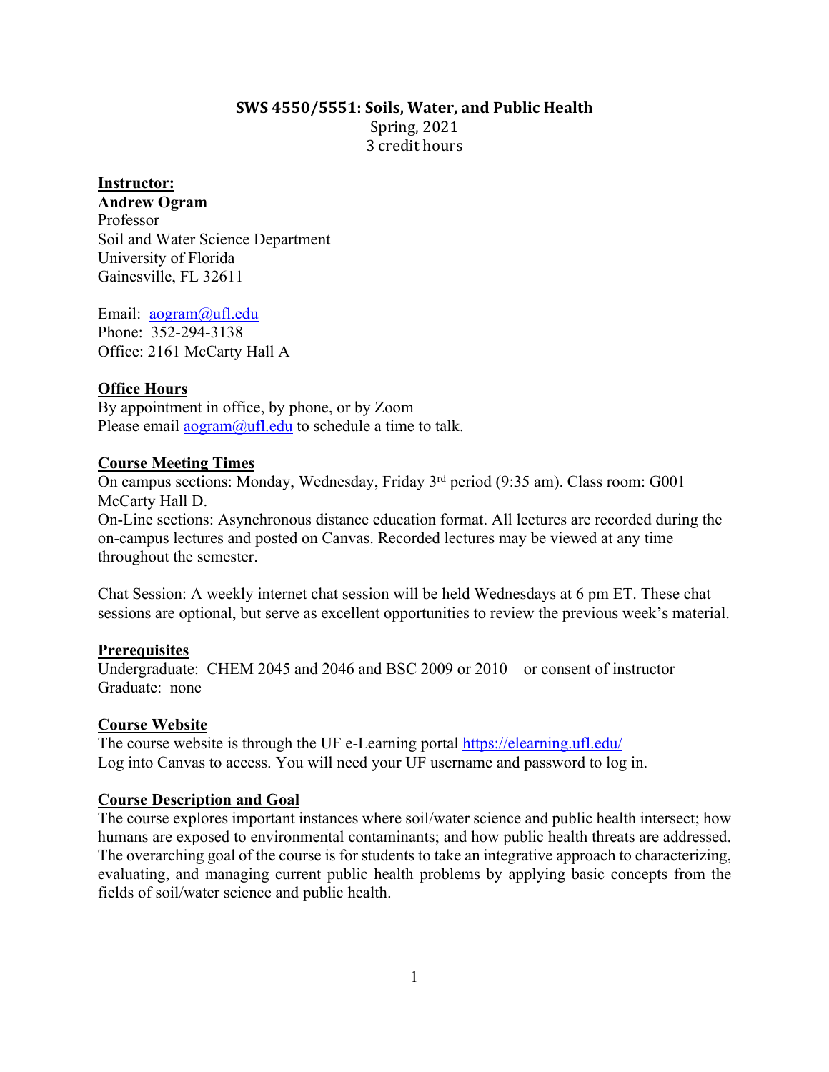# SWS 4550/5551: Soils, Water, and Public Health

Spring, 2021
3 credit hours

**Instructor:**
**Andrew Ogram**
Professor
Soil and Water Science Department
University of Florida
Gainesville, FL 32611

Email: aogram@ufl.edu
Phone: 352-294-3138
Office: 2161 McCarty Hall A

## Office Hours

By appointment in office, by phone, or by Zoom
Please email aogram@ufl.edu to schedule a time to talk.

## Course Meeting Times

On campus sections: Monday, Wednesday, Friday 3rd period (9:35 am). Class room: G001 McCarty Hall D.
On-Line sections: Asynchronous distance education format. All lectures are recorded during the on-campus lectures and posted on Canvas. Recorded lectures may be viewed at any time throughout the semester.

Chat Session: A weekly internet chat session will be held Wednesdays at 6 pm ET. These chat sessions are optional, but serve as excellent opportunities to review the previous week's material.

## Prerequisites

Undergraduate: CHEM 2045 and 2046 and BSC 2009 or 2010 – or consent of instructor
Graduate: none

## Course Website

The course website is through the UF e-Learning portal https://elearning.ufl.edu/
Log into Canvas to access. You will need your UF username and password to log in.

## Course Description and Goal

The course explores important instances where soil/water science and public health intersect; how humans are exposed to environmental contaminants; and how public health threats are addressed. The overarching goal of the course is for students to take an integrative approach to characterizing, evaluating, and managing current public health problems by applying basic concepts from the fields of soil/water science and public health.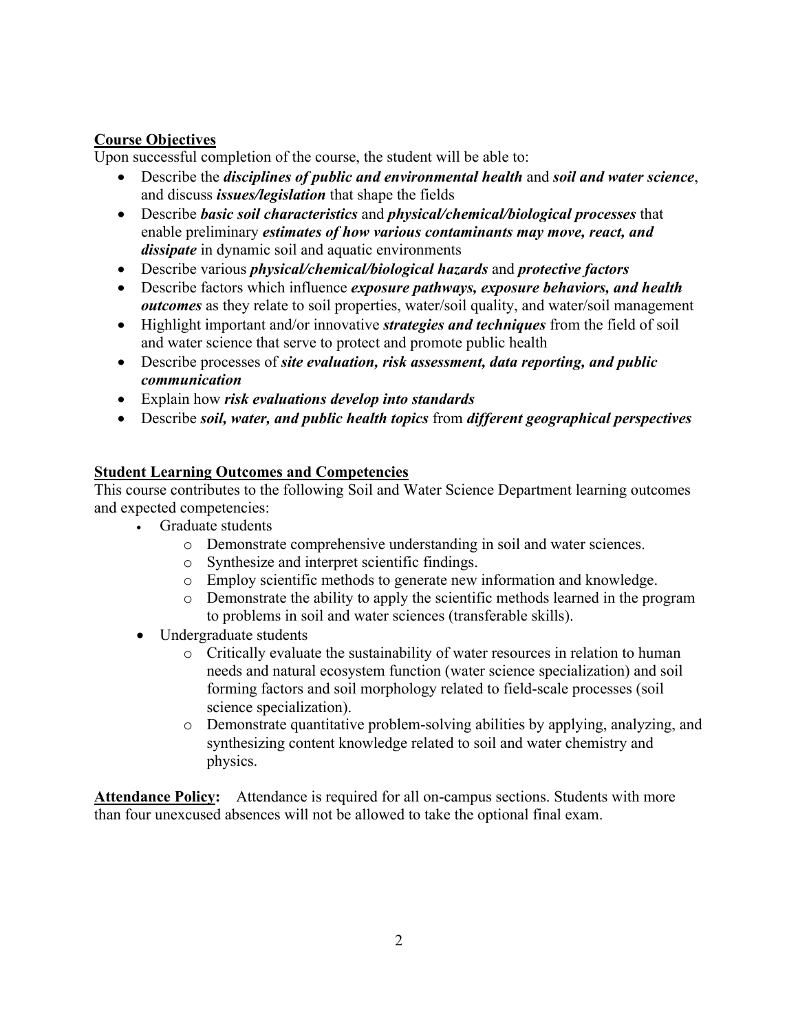**Course Objectives**

Upon successful completion of the course, the student will be able to:

- Describe the ***disciplines of public and environmental health*** and ***soil and water science***, and discuss ***issues/legislation*** that shape the fields
- Describe ***basic soil characteristics*** and ***physical/chemical/biological processes*** that enable preliminary ***estimates of how various contaminants may move, react, and dissipate*** in dynamic soil and aquatic environments
- Describe various ***physical/chemical/biological hazards*** and ***protective factors***
- Describe factors which influence ***exposure pathways, exposure behaviors, and health outcomes*** as they relate to soil properties, water/soil quality, and water/soil management
- Highlight important and/or innovative ***strategies and techniques*** from the field of soil and water science that serve to protect and promote public health
- Describe processes of ***site evaluation, risk assessment, data reporting, and public communication***
- Explain how ***risk evaluations develop into standards***
- Describe ***soil, water, and public health topics*** from ***different geographical perspectives***

**Student Learning Outcomes and Competencies**

This course contributes to the following Soil and Water Science Department learning outcomes and expected competencies:

- Graduate students
  - Demonstrate comprehensive understanding in soil and water sciences.
  - Synthesize and interpret scientific findings.
  - Employ scientific methods to generate new information and knowledge.
  - Demonstrate the ability to apply the scientific methods learned in the program to problems in soil and water sciences (transferable skills).
- Undergraduate students
  - Critically evaluate the sustainability of water resources in relation to human needs and natural ecosystem function (water science specialization) and soil forming factors and soil morphology related to field-scale processes (soil science specialization).
  - Demonstrate quantitative problem-solving abilities by applying, analyzing, and synthesizing content knowledge related to soil and water chemistry and physics.

**Attendance Policy:** Attendance is required for all on-campus sections. Students with more than four unexcused absences will not be allowed to take the optional final exam.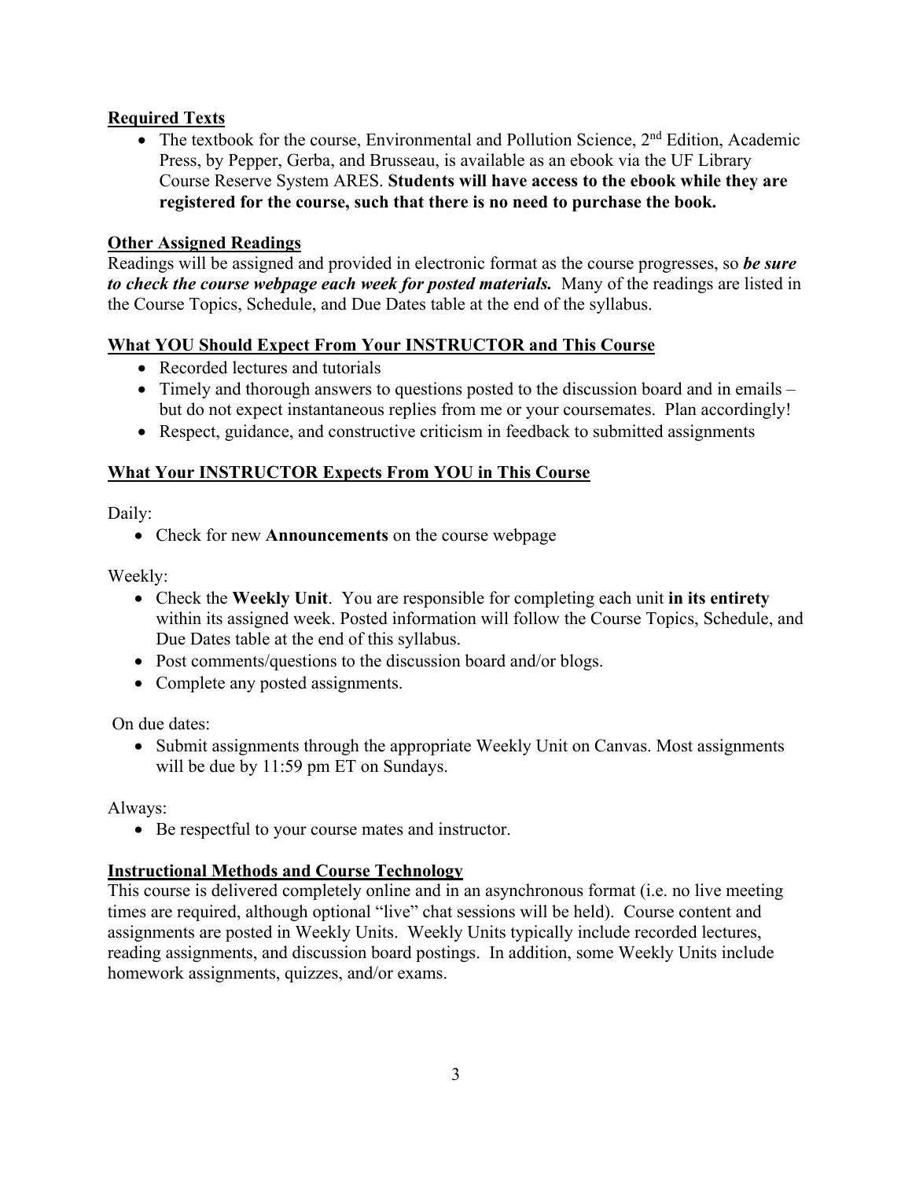## Required Texts

- The textbook for the course, Environmental and Pollution Science, 2nd Edition, Academic Press, by Pepper, Gerba, and Brusseau, is available as an ebook via the UF Library Course Reserve System ARES. **Students will have access to the ebook while they are registered for the course, such that there is no need to purchase the book.**

## Other Assigned Readings

Readings will be assigned and provided in electronic format as the course progresses, so ***be sure to check the course webpage each week for posted materials.*** Many of the readings are listed in the Course Topics, Schedule, and Due Dates table at the end of the syllabus.

## What YOU Should Expect From Your INSTRUCTOR and This Course

- Recorded lectures and tutorials
- Timely and thorough answers to questions posted to the discussion board and in emails – but do not expect instantaneous replies from me or your coursemates. Plan accordingly!
- Respect, guidance, and constructive criticism in feedback to submitted assignments

## What Your INSTRUCTOR Expects From YOU in This Course

Daily:

- Check for new **Announcements** on the course webpage

Weekly:

- Check the **Weekly Unit**. You are responsible for completing each unit **in its entirety** within its assigned week. Posted information will follow the Course Topics, Schedule, and Due Dates table at the end of this syllabus.
- Post comments/questions to the discussion board and/or blogs.
- Complete any posted assignments.

On due dates:

- Submit assignments through the appropriate Weekly Unit on Canvas. Most assignments will be due by 11:59 pm ET on Sundays.

Always:

- Be respectful to your course mates and instructor.

## Instructional Methods and Course Technology

This course is delivered completely online and in an asynchronous format (i.e. no live meeting times are required, although optional "live" chat sessions will be held). Course content and assignments are posted in Weekly Units. Weekly Units typically include recorded lectures, reading assignments, and discussion board postings. In addition, some Weekly Units include homework assignments, quizzes, and/or exams.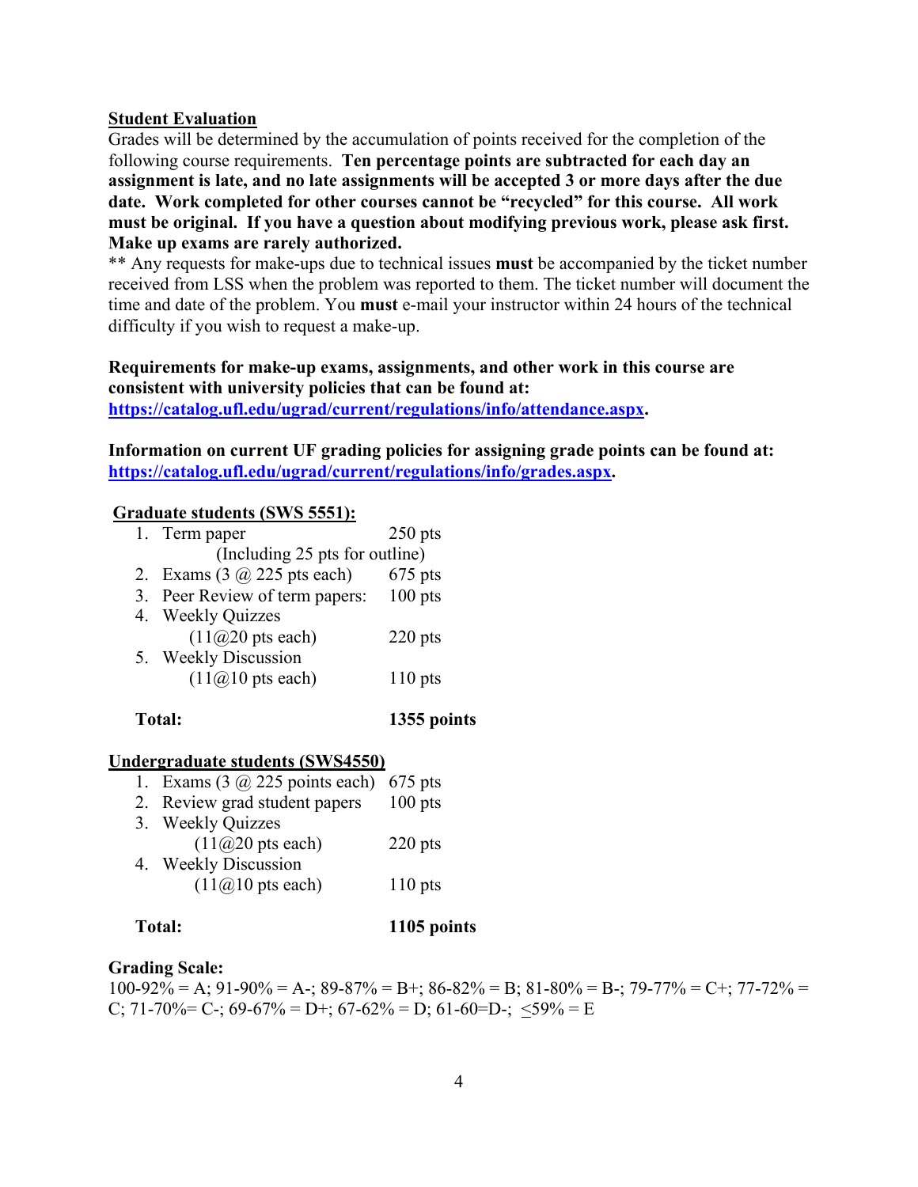**<u>Student Evaluation</u>**

Grades will be determined by the accumulation of points received for the completion of the following course requirements. **Ten percentage points are subtracted for each day an assignment is late, and no late assignments will be accepted 3 or more days after the due date. Work completed for other courses cannot be "recycled" for this course. All work must be original. If you have a question about modifying previous work, please ask first. Make up exams are rarely authorized.**

** Any requests for make-ups due to technical issues **must** be accompanied by the ticket number received from LSS when the problem was reported to them. The ticket number will document the time and date of the problem. You **must** e-mail your instructor within 24 hours of the technical difficulty if you wish to request a make-up.

**Requirements for make-up exams, assignments, and other work in this course are consistent with university policies that can be found at: [https://catalog.ufl.edu/ugrad/current/regulations/info/attendance.aspx](https://catalog.ufl.edu/ugrad/current/regulations/info/attendance.aspx).**

**Information on current UF grading policies for assigning grade points can be found at: [https://catalog.ufl.edu/ugrad/current/regulations/info/grades.aspx](https://catalog.ufl.edu/ugrad/current/regulations/info/grades.aspx).**

**<u>Graduate students (SWS 5551):</u>**

1. Term paper — 250 pts
   (Including 25 pts for outline)
2. Exams (3 @ 225 pts each) — 675 pts
3. Peer Review of term papers: — 100 pts
4. Weekly Quizzes
   (11@20 pts each) — 220 pts
5. Weekly Discussion
   (11@10 pts each) — 110 pts

**Total: 1355 points**

**<u>Undergraduate students (SWS4550)</u>**

1. Exams (3 @ 225 points each) — 675 pts
2. Review grad student papers — 100 pts
3. Weekly Quizzes
   (11@20 pts each) — 220 pts
4. Weekly Discussion
   (11@10 pts each) — 110 pts

**Total: 1105 points**

**Grading Scale:**

100-92% = A; 91-90% = A-; 89-87% = B+; 86-82% = B; 81-80% = B-; 79-77% = C+; 77-72% = C; 71-70%= C-; 69-67% = D+; 67-62% = D; 61-60=D-; ≤59% = E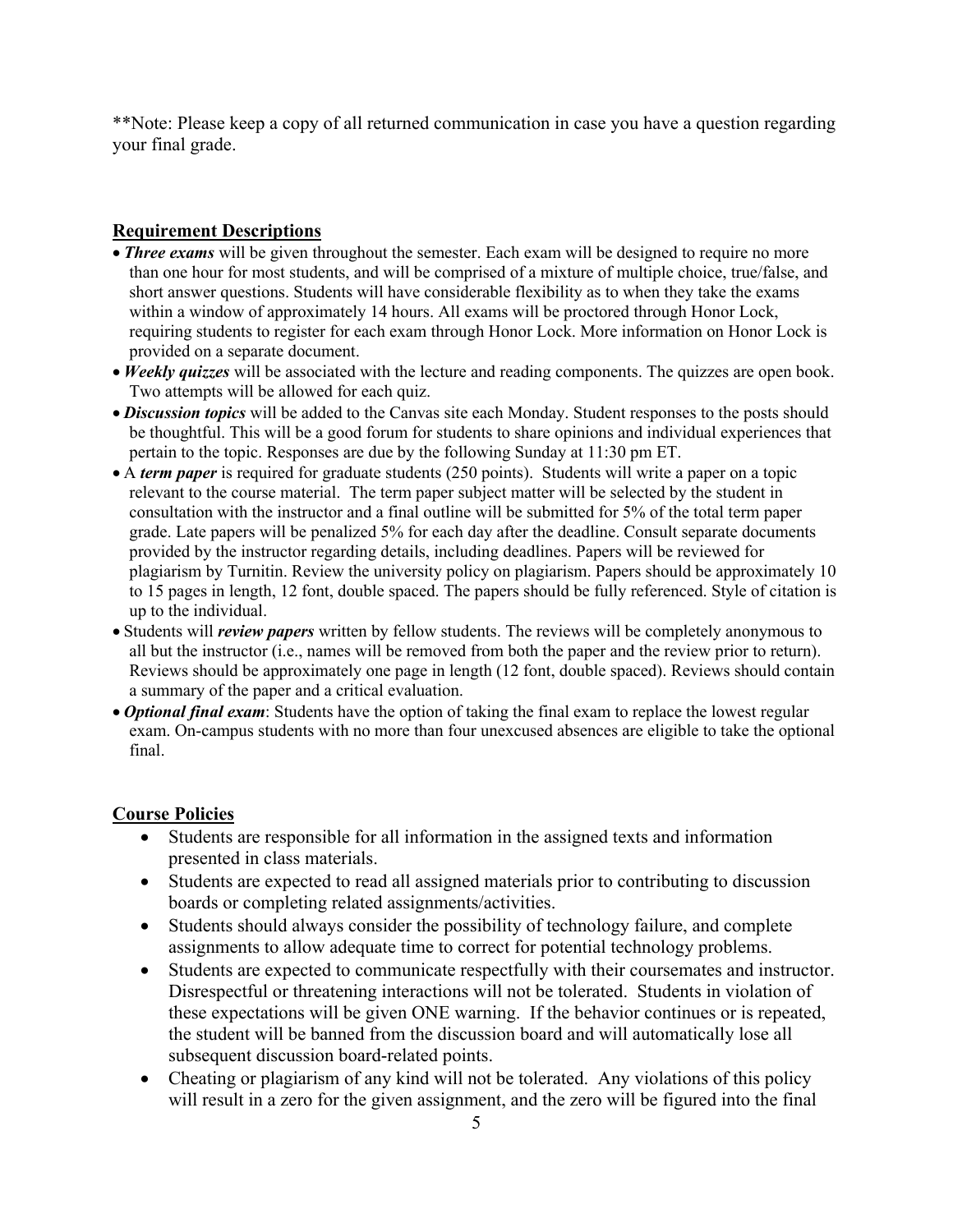**Note: Please keep a copy of all returned communication in case you have a question regarding your final grade.

## Requirement Descriptions

- ***Three exams*** will be given throughout the semester. Each exam will be designed to require no more than one hour for most students, and will be comprised of a mixture of multiple choice, true/false, and short answer questions. Students will have considerable flexibility as to when they take the exams within a window of approximately 14 hours. All exams will be proctored through Honor Lock, requiring students to register for each exam through Honor Lock. More information on Honor Lock is provided on a separate document.
- ***Weekly quizzes*** will be associated with the lecture and reading components. The quizzes are open book. Two attempts will be allowed for each quiz.
- ***Discussion topics*** will be added to the Canvas site each Monday. Student responses to the posts should be thoughtful. This will be a good forum for students to share opinions and individual experiences that pertain to the topic. Responses are due by the following Sunday at 11:30 pm ET.
- A ***term paper*** is required for graduate students (250 points). Students will write a paper on a topic relevant to the course material. The term paper subject matter will be selected by the student in consultation with the instructor and a final outline will be submitted for 5% of the total term paper grade. Late papers will be penalized 5% for each day after the deadline. Consult separate documents provided by the instructor regarding details, including deadlines. Papers will be reviewed for plagiarism by Turnitin. Review the university policy on plagiarism. Papers should be approximately 10 to 15 pages in length, 12 font, double spaced. The papers should be fully referenced. Style of citation is up to the individual.
- Students will ***review papers*** written by fellow students. The reviews will be completely anonymous to all but the instructor (i.e., names will be removed from both the paper and the review prior to return). Reviews should be approximately one page in length (12 font, double spaced). Reviews should contain a summary of the paper and a critical evaluation.
- ***Optional final exam***: Students have the option of taking the final exam to replace the lowest regular exam. On-campus students with no more than four unexcused absences are eligible to take the optional final.

## Course Policies

- Students are responsible for all information in the assigned texts and information presented in class materials.
- Students are expected to read all assigned materials prior to contributing to discussion boards or completing related assignments/activities.
- Students should always consider the possibility of technology failure, and complete assignments to allow adequate time to correct for potential technology problems.
- Students are expected to communicate respectfully with their coursemates and instructor. Disrespectful or threatening interactions will not be tolerated. Students in violation of these expectations will be given ONE warning. If the behavior continues or is repeated, the student will be banned from the discussion board and will automatically lose all subsequent discussion board-related points.
- Cheating or plagiarism of any kind will not be tolerated. Any violations of this policy will result in a zero for the given assignment, and the zero will be figured into the final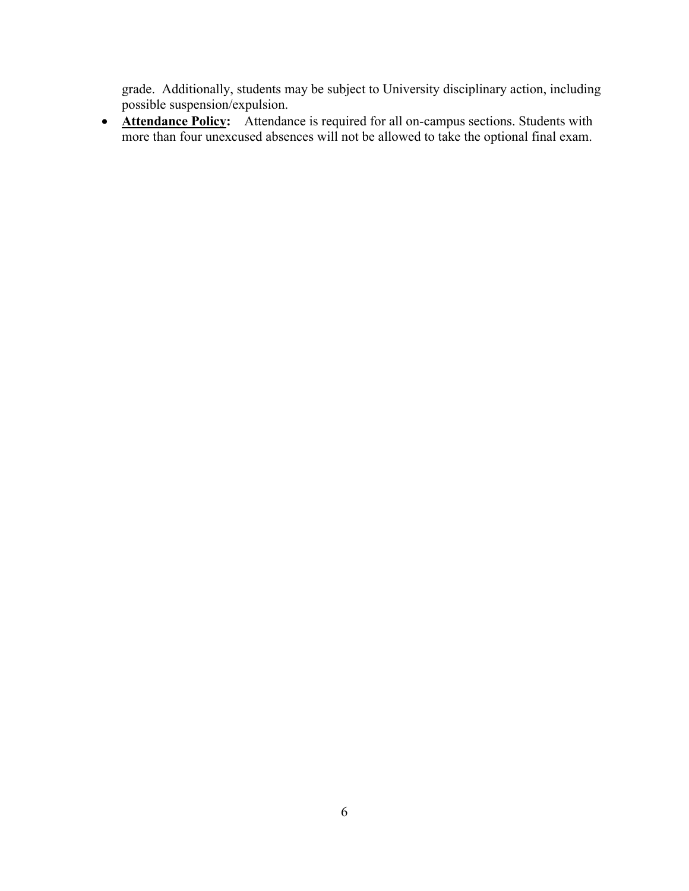grade. Additionally, students may be subject to University disciplinary action, including possible suspension/expulsion.

- **Attendance Policy:** Attendance is required for all on-campus sections. Students with more than four unexcused absences will not be allowed to take the optional final exam.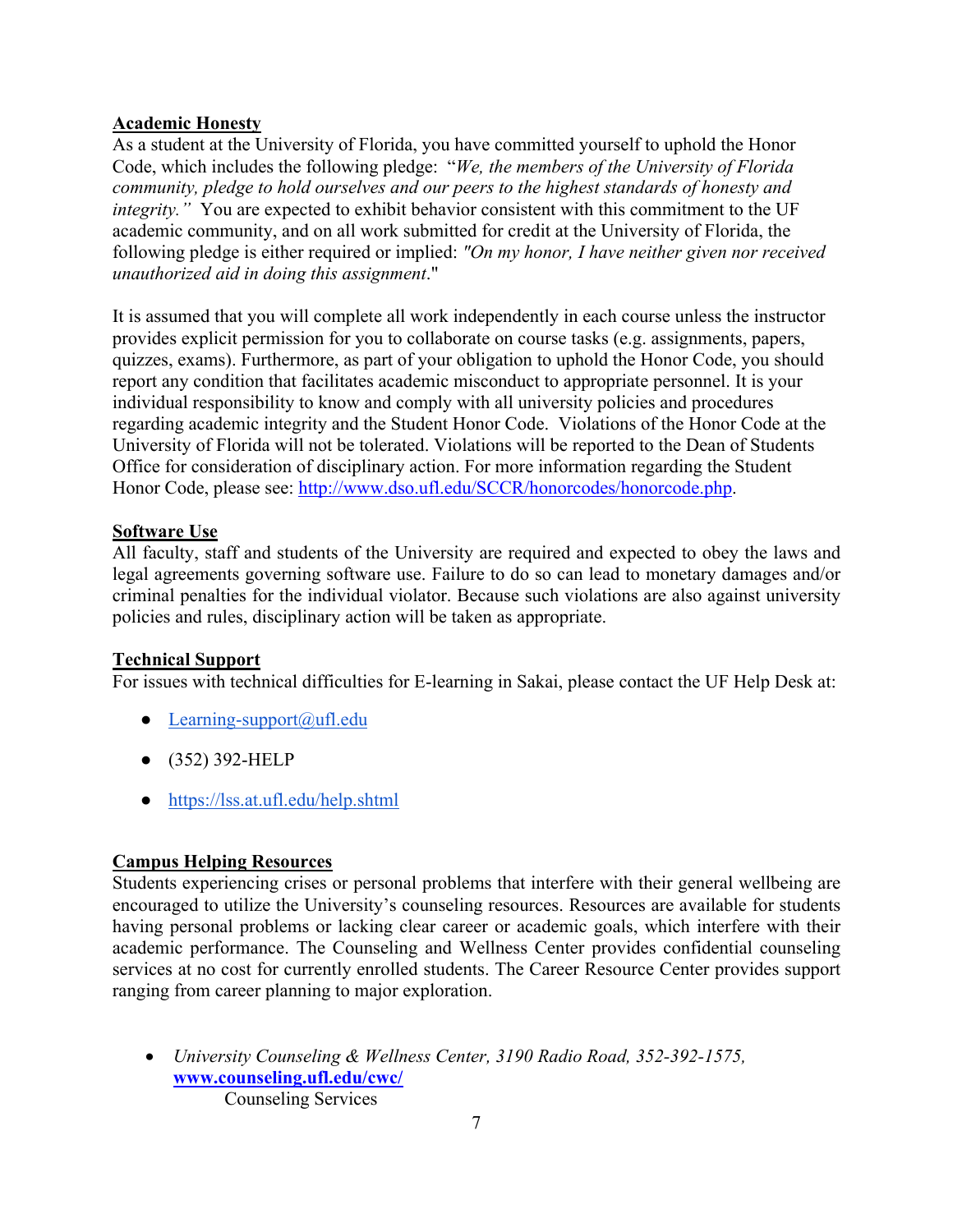**Academic Honesty**

As a student at the University of Florida, you have committed yourself to uphold the Honor Code, which includes the following pledge: "*We, the members of the University of Florida community, pledge to hold ourselves and our peers to the highest standards of honesty and integrity."* You are expected to exhibit behavior consistent with this commitment to the UF academic community, and on all work submitted for credit at the University of Florida, the following pledge is either required or implied: *"On my honor, I have neither given nor received unauthorized aid in doing this assignment*."

It is assumed that you will complete all work independently in each course unless the instructor provides explicit permission for you to collaborate on course tasks (e.g. assignments, papers, quizzes, exams). Furthermore, as part of your obligation to uphold the Honor Code, you should report any condition that facilitates academic misconduct to appropriate personnel. It is your individual responsibility to know and comply with all university policies and procedures regarding academic integrity and the Student Honor Code. Violations of the Honor Code at the University of Florida will not be tolerated. Violations will be reported to the Dean of Students Office for consideration of disciplinary action. For more information regarding the Student Honor Code, please see: http://www.dso.ufl.edu/SCCR/honorcodes/honorcode.php.

**Software Use**

All faculty, staff and students of the University are required and expected to obey the laws and legal agreements governing software use. Failure to do so can lead to monetary damages and/or criminal penalties for the individual violator. Because such violations are also against university policies and rules, disciplinary action will be taken as appropriate.

**Technical Support**

For issues with technical difficulties for E-learning in Sakai, please contact the UF Help Desk at:

- Learning-support@ufl.edu
- (352) 392-HELP
- https://lss.at.ufl.edu/help.shtml

**Campus Helping Resources**

Students experiencing crises or personal problems that interfere with their general wellbeing are encouraged to utilize the University's counseling resources. Resources are available for students having personal problems or lacking clear career or academic goals, which interfere with their academic performance. The Counseling and Wellness Center provides confidential counseling services at no cost for currently enrolled students. The Career Resource Center provides support ranging from career planning to major exploration.

- *University Counseling & Wellness Center, 3190 Radio Road, 352-392-1575,* **www.counseling.ufl.edu/cwc/**
  Counseling Services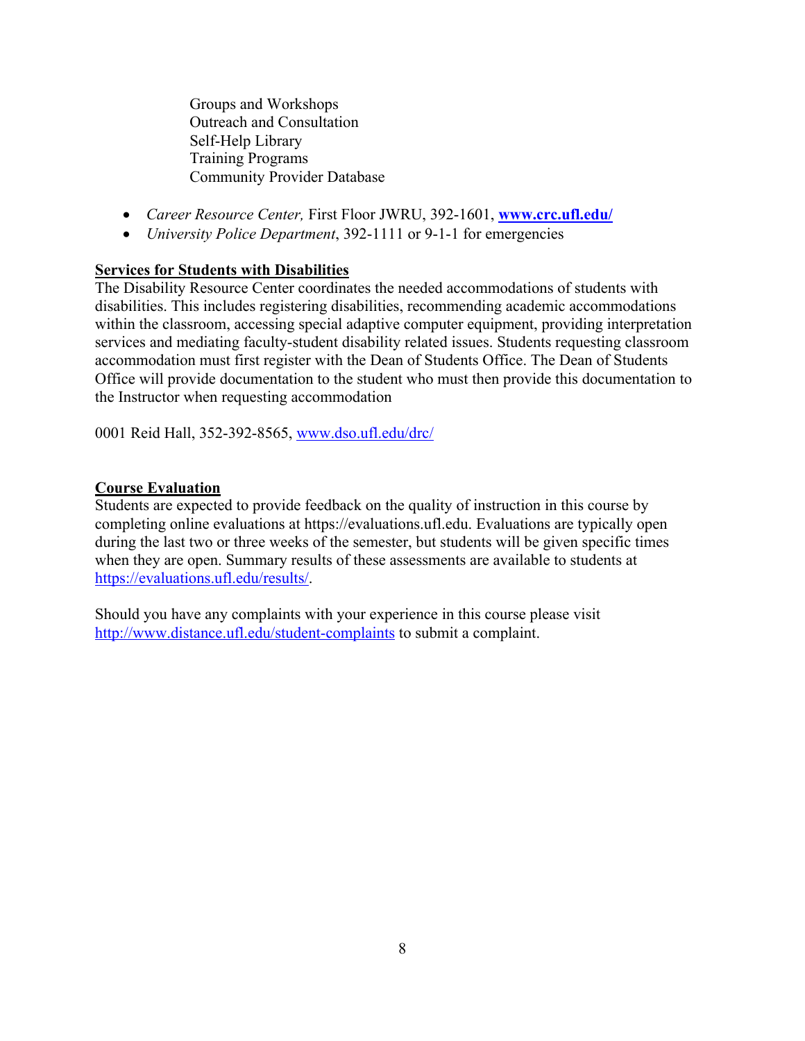Groups and Workshops
Outreach and Consultation
Self-Help Library
Training Programs
Community Provider Database

- *Career Resource Center,* First Floor JWRU, 392-1601, **www.crc.ufl.edu/**
- *University Police Department*, 392-1111 or 9-1-1 for emergencies

**Services for Students with Disabilities**

The Disability Resource Center coordinates the needed accommodations of students with disabilities. This includes registering disabilities, recommending academic accommodations within the classroom, accessing special adaptive computer equipment, providing interpretation services and mediating faculty-student disability related issues. Students requesting classroom accommodation must first register with the Dean of Students Office. The Dean of Students Office will provide documentation to the student who must then provide this documentation to the Instructor when requesting accommodation

0001 Reid Hall, 352-392-8565, www.dso.ufl.edu/drc/

**Course Evaluation**

Students are expected to provide feedback on the quality of instruction in this course by completing online evaluations at https://evaluations.ufl.edu. Evaluations are typically open during the last two or three weeks of the semester, but students will be given specific times when they are open. Summary results of these assessments are available to students at https://evaluations.ufl.edu/results/.

Should you have any complaints with your experience in this course please visit http://www.distance.ufl.edu/student-complaints to submit a complaint.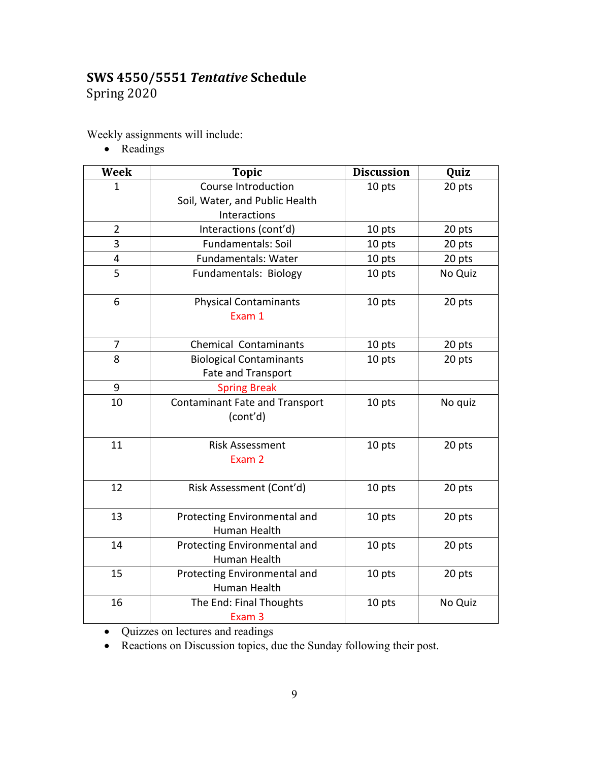## SWS 4550/5551 *Tentative* Schedule
Spring 2020

Weekly assignments will include:

- Readings

| Week | Topic | Discussion | Quiz |
|---|---|---|---|
| 1 | Course Introduction Soil, Water, and Public Health Interactions | 10 pts | 20 pts |
| 2 | Interactions (cont'd) | 10 pts | 20 pts |
| 3 | Fundamentals: Soil | 10 pts | 20 pts |
| 4 | Fundamentals: Water | 10 pts | 20 pts |
| 5 | Fundamentals: Biology | 10 pts | No Quiz |
| 6 | Physical Contaminants Exam 1 | 10 pts | 20 pts |
| 7 | Chemical Contaminants | 10 pts | 20 pts |
| 8 | Biological Contaminants Fate and Transport | 10 pts | 20 pts |
| 9 | Spring Break | | |
| 10 | Contaminant Fate and Transport (cont'd) | 10 pts | No quiz |
| 11 | Risk Assessment Exam 2 | 10 pts | 20 pts |
| 12 | Risk Assessment (Cont'd) | 10 pts | 20 pts |
| 13 | Protecting Environmental and Human Health | 10 pts | 20 pts |
| 14 | Protecting Environmental and Human Health | 10 pts | 20 pts |
| 15 | Protecting Environmental and Human Health | 10 pts | 20 pts |
| 16 | The End: Final Thoughts Exam 3 | 10 pts | No Quiz |

- Quizzes on lectures and readings
- Reactions on Discussion topics, due the Sunday following their post.